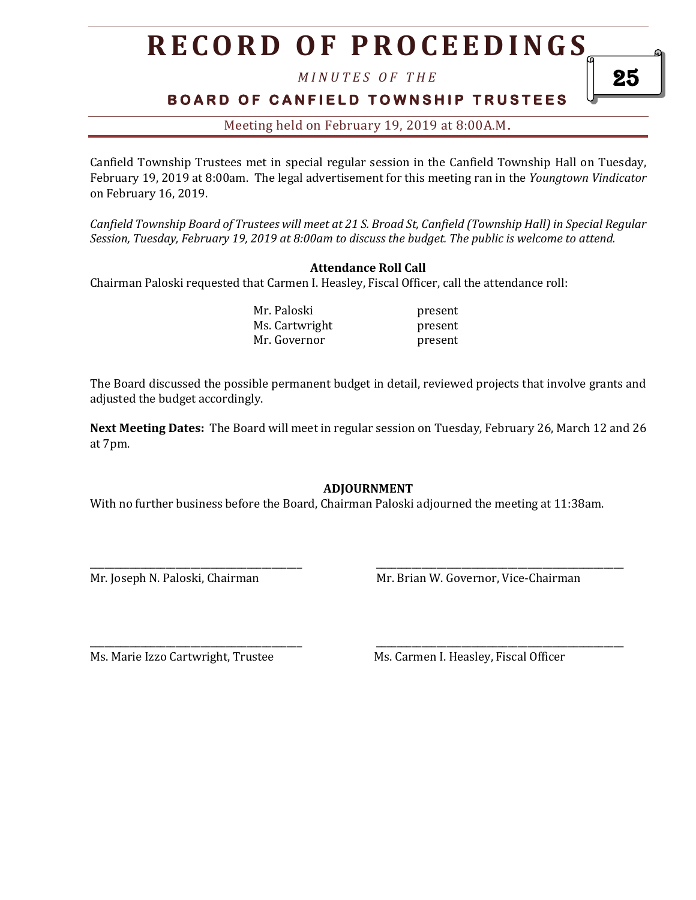# RECORD OF PROCEEDINGS

*MINUTES OF THE*

**BOARD OF CANFIELD TOWNSHIP TRUSTEES**

Meeting held on February 19, 2019 at 8:00A.M.

Canfield Township Trustees met in special regular session in the Canfield Township Hall on Tuesday, February 19, 2019 at 8:00am. The legal advertisement for this meeting ran in the *Youngtown Vindicator* on February 16, 2019.

*Canfield Township Board of Trustees will meet at 21 S. Broad St, Canfield (Township Hall) in Special Regular Session, Tuesday, February 19, 2019 at 8:00am to discuss the budget. The public is welcome to attend.*

**Attendance Roll Call**

Chairman Paloski requested that Carmen I. Heasley, Fiscal Officer, call the attendance roll:

| | |
|---|---|
| Mr. Paloski | present |
| Ms. Cartwright | present |
| Mr. Governor | present |

The Board discussed the possible permanent budget in detail, reviewed projects that involve grants and adjusted the budget accordingly.

**Next Meeting Dates:** The Board will meet in regular session on Tuesday, February 26, March 12 and 26 at 7pm.

**ADJOURNMENT**

With no further business before the Board, Chairman Paloski adjourned the meeting at 11:38am.

\_\_\_\_\_\_\_\_\_\_\_\_\_\_\_\_\_\_\_\_\_\_\_\_\_\_\_\_\_\_\_\_\_\_\_\_\_\_\_\_
Mr. Joseph N. Paloski, Chairman

\_\_\_\_\_\_\_\_\_\_\_\_\_\_\_\_\_\_\_\_\_\_\_\_\_\_\_\_\_\_\_\_\_\_\_\_\_\_\_\_
Mr. Brian W. Governor, Vice-Chairman

\_\_\_\_\_\_\_\_\_\_\_\_\_\_\_\_\_\_\_\_\_\_\_\_\_\_\_\_\_\_\_\_\_\_\_\_\_\_\_\_
Ms. Marie Izzo Cartwright, Trustee

\_\_\_\_\_\_\_\_\_\_\_\_\_\_\_\_\_\_\_\_\_\_\_\_\_\_\_\_\_\_\_\_\_\_\_\_\_\_\_\_
Ms. Carmen I. Heasley, Fiscal Officer